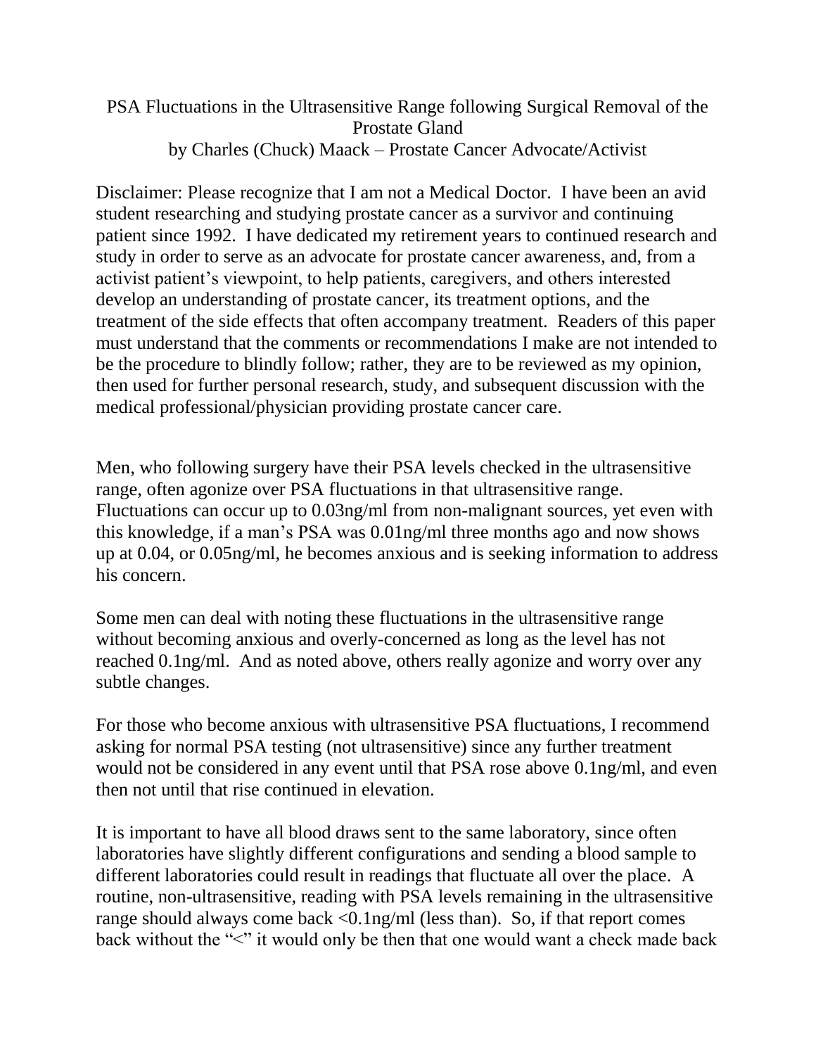# PSA Fluctuations in the Ultrasensitive Range following Surgical Removal of the Prostate Gland

by Charles (Chuck) Maack – Prostate Cancer Advocate/Activist

Disclaimer: Please recognize that I am not a Medical Doctor. I have been an avid student researching and studying prostate cancer as a survivor and continuing patient since 1992. I have dedicated my retirement years to continued research and study in order to serve as an advocate for prostate cancer awareness, and, from a activist patient's viewpoint, to help patients, caregivers, and others interested develop an understanding of prostate cancer, its treatment options, and the treatment of the side effects that often accompany treatment. Readers of this paper must understand that the comments or recommendations I make are not intended to be the procedure to blindly follow; rather, they are to be reviewed as my opinion, then used for further personal research, study, and subsequent discussion with the medical professional/physician providing prostate cancer care.

Men, who following surgery have their PSA levels checked in the ultrasensitive range, often agonize over PSA fluctuations in that ultrasensitive range. Fluctuations can occur up to 0.03ng/ml from non-malignant sources, yet even with this knowledge, if a man's PSA was 0.01ng/ml three months ago and now shows up at 0.04, or 0.05ng/ml, he becomes anxious and is seeking information to address his concern.

Some men can deal with noting these fluctuations in the ultrasensitive range without becoming anxious and overly-concerned as long as the level has not reached 0.1ng/ml. And as noted above, others really agonize and worry over any subtle changes.

For those who become anxious with ultrasensitive PSA fluctuations, I recommend asking for normal PSA testing (not ultrasensitive) since any further treatment would not be considered in any event until that PSA rose above 0.1ng/ml, and even then not until that rise continued in elevation.

It is important to have all blood draws sent to the same laboratory, since often laboratories have slightly different configurations and sending a blood sample to different laboratories could result in readings that fluctuate all over the place. A routine, non-ultrasensitive, reading with PSA levels remaining in the ultrasensitive range should always come back <0.1ng/ml (less than). So, if that report comes back without the "<" it would only be then that one would want a check made back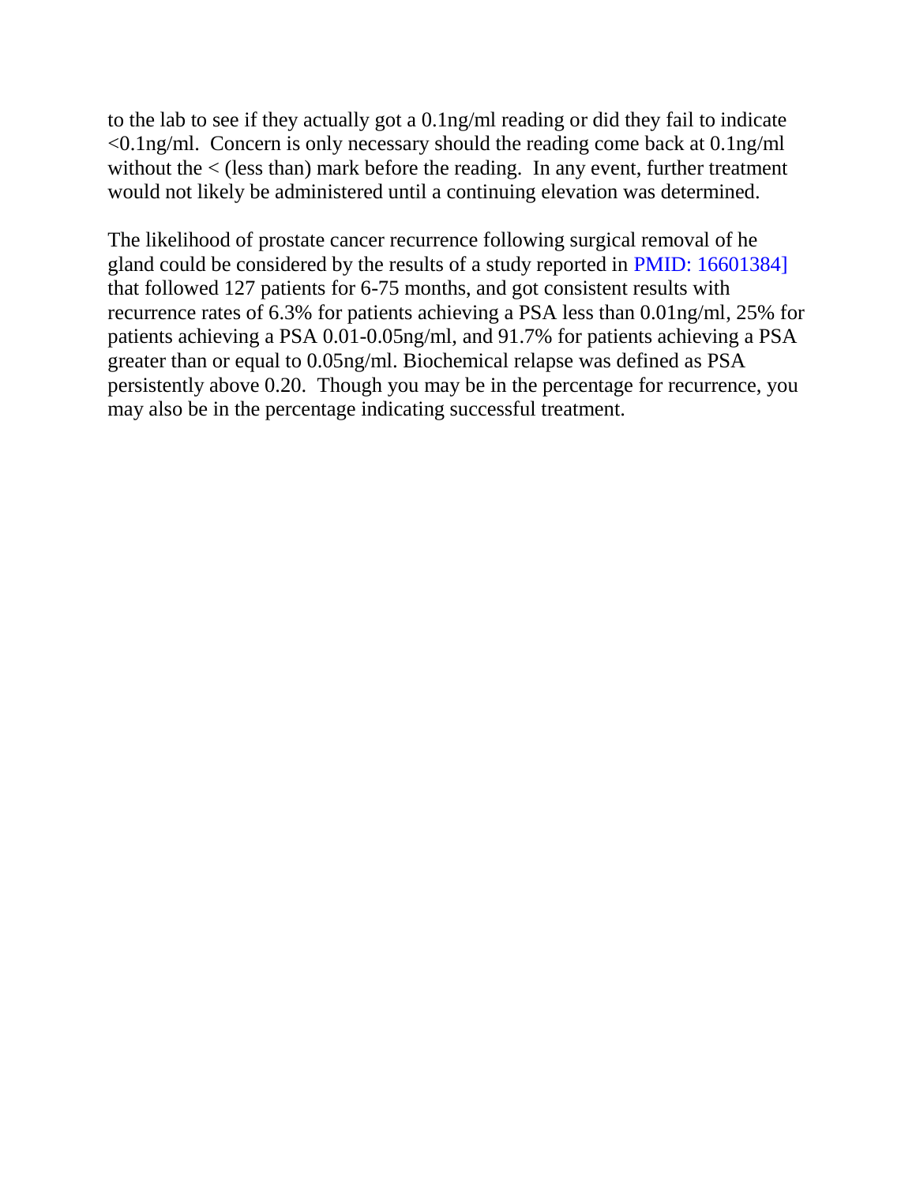to the lab to see if they actually got a 0.1ng/ml reading or did they fail to indicate <0.1ng/ml. Concern is only necessary should the reading come back at 0.1ng/ml without the < (less than) mark before the reading. In any event, further treatment would not likely be administered until a continuing elevation was determined.

The likelihood of prostate cancer recurrence following surgical removal of he gland could be considered by the results of a study reported in PMID: 16601384] that followed 127 patients for 6-75 months, and got consistent results with recurrence rates of 6.3% for patients achieving a PSA less than 0.01ng/ml, 25% for patients achieving a PSA 0.01-0.05ng/ml, and 91.7% for patients achieving a PSA greater than or equal to 0.05ng/ml. Biochemical relapse was defined as PSA persistently above 0.20. Though you may be in the percentage for recurrence, you may also be in the percentage indicating successful treatment.